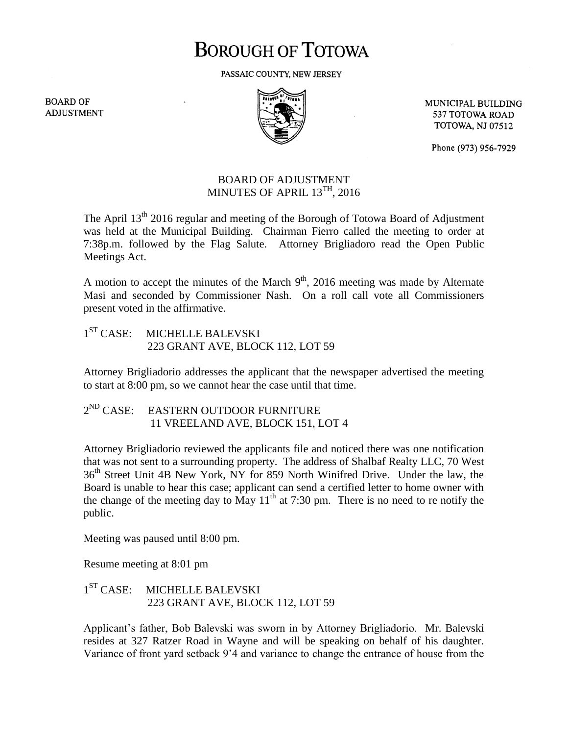# BOROUGH OF TOTOWA

PASSAIC COUNTY, NEW JERSEY

BOARD OF ADJUSTMENT

MUNICIPAL BUILDING
537 TOTOWA ROAD
TOTOWA, NJ 07512

Phone (973) 956-7929

## BOARD OF ADJUSTMENT
## MINUTES OF APRIL 13TH, 2016

The April 13th 2016 regular and meeting of the Borough of Totowa Board of Adjustment was held at the Municipal Building. Chairman Fierro called the meeting to order at 7:38p.m. followed by the Flag Salute. Attorney Brigliadoro read the Open Public Meetings Act.

A motion to accept the minutes of the March 9th, 2016 meeting was made by Alternate Masi and seconded by Commissioner Nash. On a roll call vote all Commissioners present voted in the affirmative.

1ST CASE: MICHELLE BALEVSKI
223 GRANT AVE, BLOCK 112, LOT 59

Attorney Brigliadorio addresses the applicant that the newspaper advertised the meeting to start at 8:00 pm, so we cannot hear the case until that time.

2ND CASE: EASTERN OUTDOOR FURNITURE
11 VREELAND AVE, BLOCK 151, LOT 4

Attorney Brigliadorio reviewed the applicants file and noticed there was one notification that was not sent to a surrounding property. The address of Shalbaf Realty LLC, 70 West 36th Street Unit 4B New York, NY for 859 North Winifred Drive. Under the law, the Board is unable to hear this case; applicant can send a certified letter to home owner with the change of the meeting day to May 11th at 7:30 pm. There is no need to re notify the public.

Meeting was paused until 8:00 pm.

Resume meeting at 8:01 pm

1ST CASE: MICHELLE BALEVSKI
223 GRANT AVE, BLOCK 112, LOT 59

Applicant's father, Bob Balevski was sworn in by Attorney Brigliadorio. Mr. Balevski resides at 327 Ratzer Road in Wayne and will be speaking on behalf of his daughter. Variance of front yard setback 9'4 and variance to change the entrance of house from the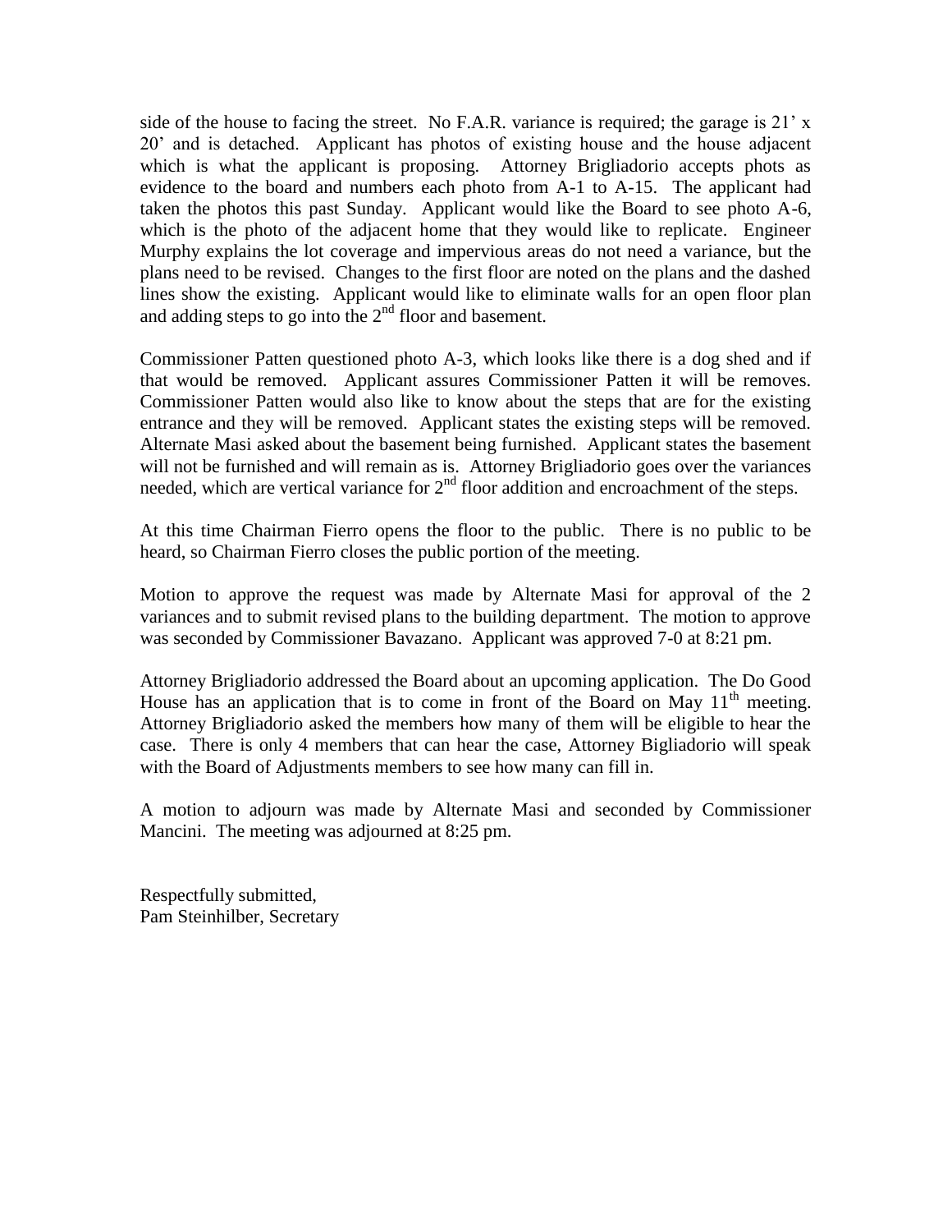side of the house to facing the street. No F.A.R. variance is required; the garage is 21' x 20' and is detached. Applicant has photos of existing house and the house adjacent which is what the applicant is proposing. Attorney Brigliadorio accepts phots as evidence to the board and numbers each photo from A-1 to A-15. The applicant had taken the photos this past Sunday. Applicant would like the Board to see photo A-6, which is the photo of the adjacent home that they would like to replicate. Engineer Murphy explains the lot coverage and impervious areas do not need a variance, but the plans need to be revised. Changes to the first floor are noted on the plans and the dashed lines show the existing. Applicant would like to eliminate walls for an open floor plan and adding steps to go into the 2nd floor and basement.

Commissioner Patten questioned photo A-3, which looks like there is a dog shed and if that would be removed. Applicant assures Commissioner Patten it will be removes. Commissioner Patten would also like to know about the steps that are for the existing entrance and they will be removed. Applicant states the existing steps will be removed. Alternate Masi asked about the basement being furnished. Applicant states the basement will not be furnished and will remain as is. Attorney Brigliadorio goes over the variances needed, which are vertical variance for 2nd floor addition and encroachment of the steps.

At this time Chairman Fierro opens the floor to the public. There is no public to be heard, so Chairman Fierro closes the public portion of the meeting.

Motion to approve the request was made by Alternate Masi for approval of the 2 variances and to submit revised plans to the building department. The motion to approve was seconded by Commissioner Bavazano. Applicant was approved 7-0 at 8:21 pm.

Attorney Brigliadorio addressed the Board about an upcoming application. The Do Good House has an application that is to come in front of the Board on May 11th meeting. Attorney Brigliadorio asked the members how many of them will be eligible to hear the case. There is only 4 members that can hear the case, Attorney Bigliadorio will speak with the Board of Adjustments members to see how many can fill in.

A motion to adjourn was made by Alternate Masi and seconded by Commissioner Mancini. The meeting was adjourned at 8:25 pm.

Respectfully submitted,
Pam Steinhilber, Secretary